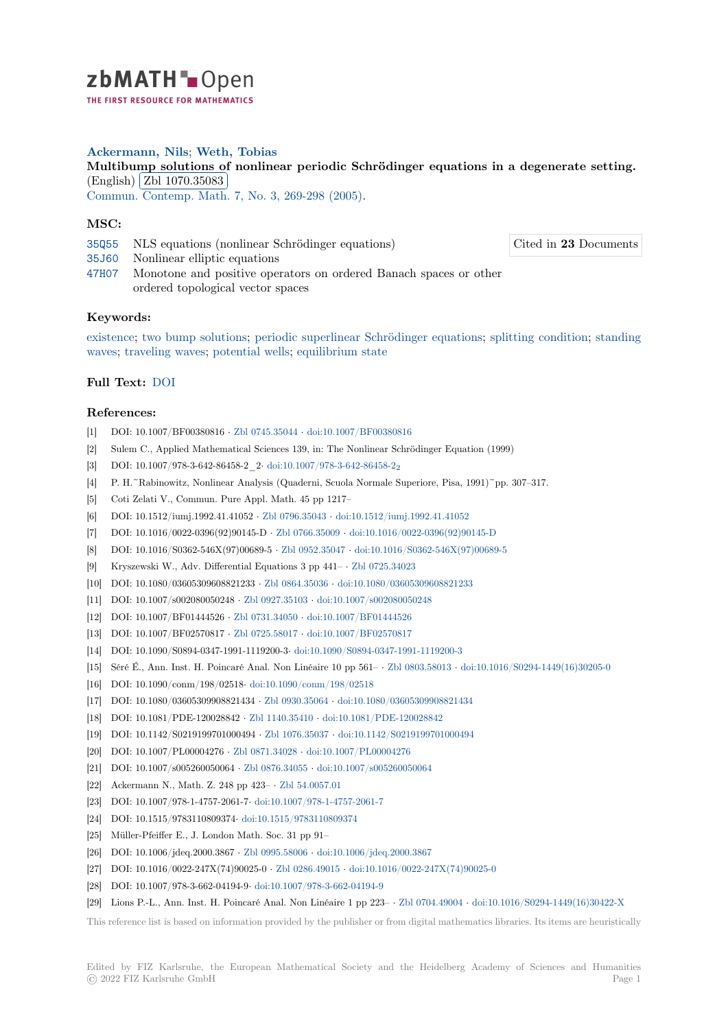zbMATH Open — THE FIRST RESOURCE FOR MATHEMATICS

**Ackermann, Nils; Weth, Tobias**

**Multibump solutions of nonlinear periodic Schrödinger equations in a degenerate setting.** (English) Zbl 1070.35083

Commun. Contemp. Math. 7, No. 3, 269-298 (2005).

## MSC:

35Q55 NLS equations (nonlinear Schrödinger equations)

35J60 Nonlinear elliptic equations

47H07 Monotone and positive operators on ordered Banach spaces or other ordered topological vector spaces

Cited in **23** Documents

## Keywords:

existence; two bump solutions; periodic superlinear Schrödinger equations; splitting condition; standing waves; traveling waves; potential wells; equilibrium state

## Full Text: DOI

## References:

- [1] DOI: 10.1007/BF00380816 · Zbl 0745.35044 · doi:10.1007/BF00380816
- [2] Sulem C., Applied Mathematical Sciences 139, in: The Nonlinear Schrödinger Equation (1999)
- [3] DOI: 10.1007/978-3-642-86458-2_2· doi:10.1007/978-3-642-86458-2₂
- [4] P. H.~Rabinowitz, Nonlinear Analysis (Quaderni, Scuola Normale Superiore, Pisa, 1991)~pp. 307–317.
- [5] Coti Zelati V., Commun. Pure Appl. Math. 45 pp 1217–
- [6] DOI: 10.1512/iumj.1992.41.41052 · Zbl 0796.35043 · doi:10.1512/iumj.1992.41.41052
- [7] DOI: 10.1016/0022-0396(92)90145-D · Zbl 0766.35009 · doi:10.1016/0022-0396(92)90145-D
- [8] DOI: 10.1016/S0362-546X(97)00689-5 · Zbl 0952.35047 · doi:10.1016/S0362-546X(97)00689-5
- [9] Kryszewski W., Adv. Differential Equations 3 pp 441– · Zbl 0725.34023
- [10] DOI: 10.1080/03605309608821233 · Zbl 0864.35036 · doi:10.1080/03605309608821233
- [11] DOI: 10.1007/s002080050248 · Zbl 0927.35103 · doi:10.1007/s002080050248
- [12] DOI: 10.1007/BF01444526 · Zbl 0731.34050 · doi:10.1007/BF01444526
- [13] DOI: 10.1007/BF02570817 · Zbl 0725.58017 · doi:10.1007/BF02570817
- [14] DOI: 10.1090/S0894-0347-1991-1119200-3· doi:10.1090/S0894-0347-1991-1119200-3
- [15] Séré É., Ann. Inst. H. Poincaré Anal. Non Linéaire 10 pp 561– · Zbl 0803.58013 · doi:10.1016/S0294-1449(16)30205-0
- [16] DOI: 10.1090/conm/198/02518· doi:10.1090/conm/198/02518
- [17] DOI: 10.1080/03605309908821434 · Zbl 0930.35064 · doi:10.1080/03605309908821434
- [18] DOI: 10.1081/PDE-120028842 · Zbl 1140.35410 · doi:10.1081/PDE-120028842
- [19] DOI: 10.1142/S0219199701000494 · Zbl 1076.35037 · doi:10.1142/S0219199701000494
- [20] DOI: 10.1007/PL00004276 · Zbl 0871.34028 · doi:10.1007/PL00004276
- [21] DOI: 10.1007/s005260050064 · Zbl 0876.34055 · doi:10.1007/s005260050064
- [22] Ackermann N., Math. Z. 248 pp 423– · Zbl 54.0057.01
- [23] DOI: 10.1007/978-1-4757-2061-7· doi:10.1007/978-1-4757-2061-7
- [24] DOI: 10.1515/9783110809374· doi:10.1515/9783110809374
- [25] Müller-Pfeiffer E., J. London Math. Soc. 31 pp 91–
- [26] DOI: 10.1006/jdeq.2000.3867 · Zbl 0995.58006 · doi:10.1006/jdeq.2000.3867
- [27] DOI: 10.1016/0022-247X(74)90025-0 · Zbl 0286.49015 · doi:10.1016/0022-247X(74)90025-0
- [28] DOI: 10.1007/978-3-662-04194-9· doi:10.1007/978-3-662-04194-9
- [29] Lions P.-L., Ann. Inst. H. Poincaré Anal. Non Linéaire 1 pp 223– · Zbl 0704.49004 · doi:10.1016/S0294-1449(16)30422-X

This reference list is based on information provided by the publisher or from digital mathematics libraries. Its items are heuristically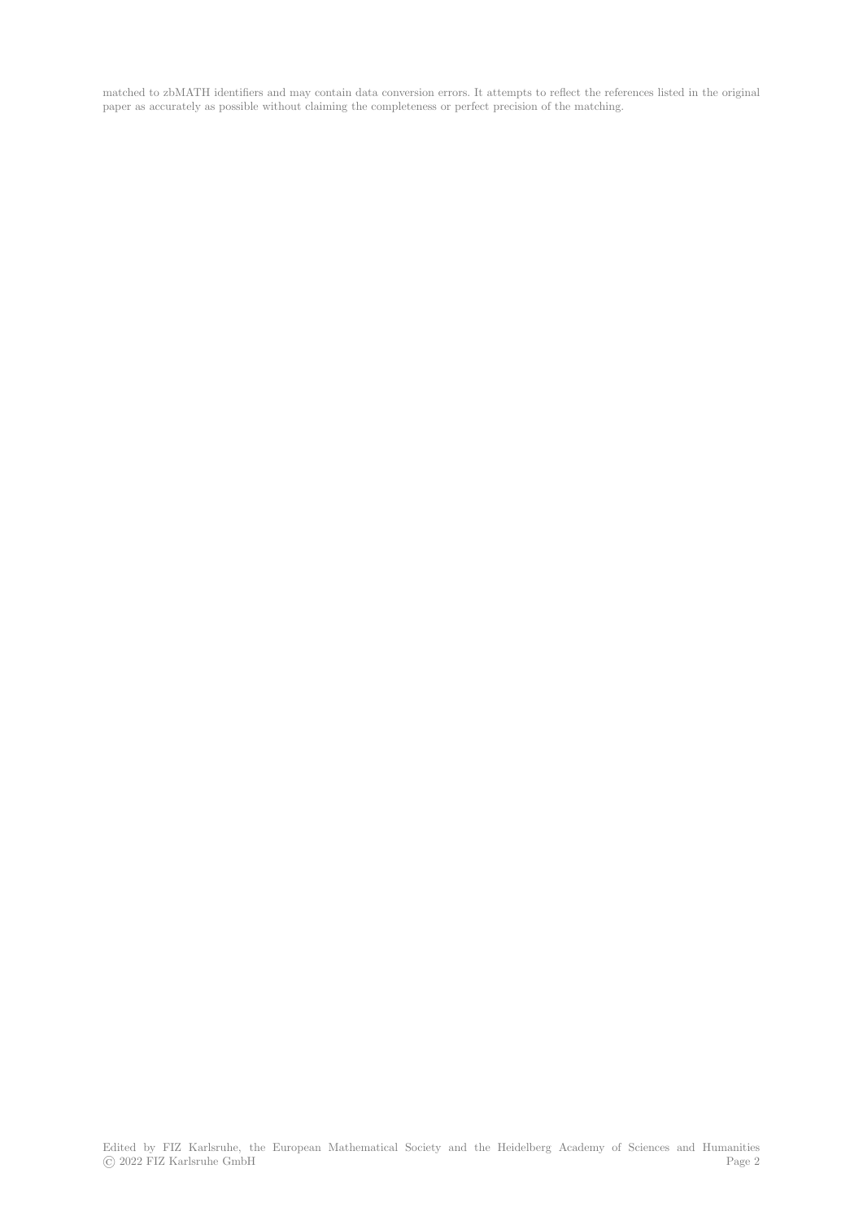matched to zbMATH identifiers and may contain data conversion errors. It attempts to reflect the references listed in the original paper as accurately as possible without claiming the completeness or perfect precision of the matching.